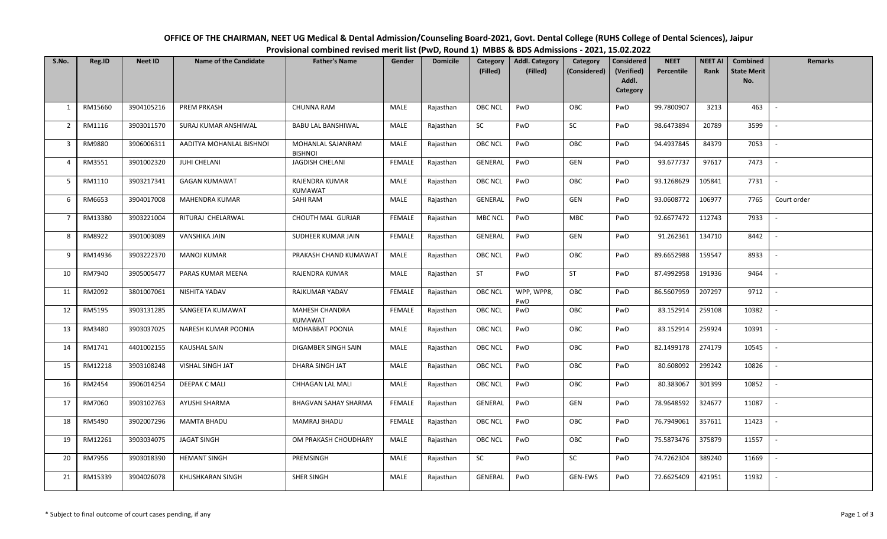# OFFICE OF THE CHAIRMAN, NEET UG Medical & Dental Admission/Counseling Board-2021, Govt. Dental College (RUHS College of Dental Sciences), Jaipur

## Provisional combined revised merit list (PwD, Round 1) MBBS & BDS Admissions - 2021, 15.02.2022

| S.No. | Reg.ID | Neet ID | Name of the Candidate | Father's Name | Gender | Domicile | Category (Filled) | Addl. Category (Filled) | Category (Considered) | Considered (Verified) Addl. Category | NEET Percentile | NEET AI Rank | Combined State Merit No. | Remarks |
|---|---|---|---|---|---|---|---|---|---|---|---|---|---|---|
| 1 | RM15660 | 3904105216 | PREM PRKASH | CHUNNA RAM | MALE | Rajasthan | OBC NCL | PwD | OBC | PwD | 99.7800907 | 3213 | 463 | - |
| 2 | RM1116 | 3903011570 | SURAJ KUMAR ANSHIWAL | BABU LAL BANSHIWAL | MALE | Rajasthan | SC | PwD | SC | PwD | 98.6473894 | 20789 | 3599 | - |
| 3 | RM9880 | 3906006311 | AADITYA MOHANLAL BISHNOI | MOHANLAL SAJANRAM BISHNOI | MALE | Rajasthan | OBC NCL | PwD | OBC | PwD | 94.4937845 | 84379 | 7053 | - |
| 4 | RM3551 | 3901002320 | JUHI CHELANI | JAGDISH CHELANI | FEMALE | Rajasthan | GENERAL | PwD | GEN | PwD | 93.677737 | 97617 | 7473 | - |
| 5 | RM1110 | 3903217341 | GAGAN KUMAWAT | RAJENDRA KUMAR KUMAWAT | MALE | Rajasthan | OBC NCL | PwD | OBC | PwD | 93.1268629 | 105841 | 7731 | - |
| 6 | RM6653 | 3904017008 | MAHENDRA KUMAR | SAHI RAM | MALE | Rajasthan | GENERAL | PwD | GEN | PwD | 93.0608772 | 106977 | 7765 | Court order |
| 7 | RM13380 | 3903221004 | RITURAJ CHELARWAL | CHOUTH MAL GURJAR | FEMALE | Rajasthan | MBC NCL | PwD | MBC | PwD | 92.6677472 | 112743 | 7933 | - |
| 8 | RM8922 | 3901003089 | VANSHIKA JAIN | SUDHEER KUMAR JAIN | FEMALE | Rajasthan | GENERAL | PwD | GEN | PwD | 91.262361 | 134710 | 8442 | - |
| 9 | RM14936 | 3903222370 | MANOJ KUMAR | PRAKASH CHAND KUMAWAT | MALE | Rajasthan | OBC NCL | PwD | OBC | PwD | 89.6652988 | 159547 | 8933 | - |
| 10 | RM7940 | 3905005477 | PARAS KUMAR MEENA | RAJENDRA KUMAR | MALE | Rajasthan | ST | PwD | ST | PwD | 87.4992958 | 191936 | 9464 | - |
| 11 | RM2092 | 3801007061 | NISHITA YADAV | RAJKUMAR YADAV | FEMALE | Rajasthan | OBC NCL | WPP, WPP8, PwD | OBC | PwD | 86.5607959 | 207297 | 9712 | - |
| 12 | RM5195 | 3903131285 | SANGEETA KUMAWAT | MAHESH CHANDRA KUMAWAT | FEMALE | Rajasthan | OBC NCL | PwD | OBC | PwD | 83.152914 | 259108 | 10382 | - |
| 13 | RM3480 | 3903037025 | NARESH KUMAR POONIA | MOHABBAT POONIA | MALE | Rajasthan | OBC NCL | PwD | OBC | PwD | 83.152914 | 259924 | 10391 | - |
| 14 | RM1741 | 4401002155 | KAUSHAL SAIN | DIGAMBER SINGH SAIN | MALE | Rajasthan | OBC NCL | PwD | OBC | PwD | 82.1499178 | 274179 | 10545 | - |
| 15 | RM12218 | 3903108248 | VISHAL SINGH JAT | DHARA SINGH JAT | MALE | Rajasthan | OBC NCL | PwD | OBC | PwD | 80.608092 | 299242 | 10826 | - |
| 16 | RM2454 | 3906014254 | DEEPAK C MALI | CHHAGAN LAL MALI | MALE | Rajasthan | OBC NCL | PwD | OBC | PwD | 80.383067 | 301399 | 10852 | - |
| 17 | RM7060 | 3903102763 | AYUSHI SHARMA | BHAGVAN SAHAY SHARMA | FEMALE | Rajasthan | GENERAL | PwD | GEN | PwD | 78.9648592 | 324677 | 11087 | - |
| 18 | RM5490 | 3902007296 | MAMTA BHADU | MAMRAJ BHADU | FEMALE | Rajasthan | OBC NCL | PwD | OBC | PwD | 76.7949061 | 357611 | 11423 | - |
| 19 | RM12261 | 3903034075 | JAGAT SINGH | OM PRAKASH CHOUDHARY | MALE | Rajasthan | OBC NCL | PwD | OBC | PwD | 75.5873476 | 375879 | 11557 | - |
| 20 | RM7956 | 3903018390 | HEMANT SINGH | PREMSINGH | MALE | Rajasthan | SC | PwD | SC | PwD | 74.7262304 | 389240 | 11669 | - |
| 21 | RM15339 | 3904026078 | KHUSHKARAN SINGH | SHER SINGH | MALE | Rajasthan | GENERAL | PwD | GEN-EWS | PwD | 72.6625409 | 421951 | 11932 | - |

\* Subject to final outcome of court cases pending, if any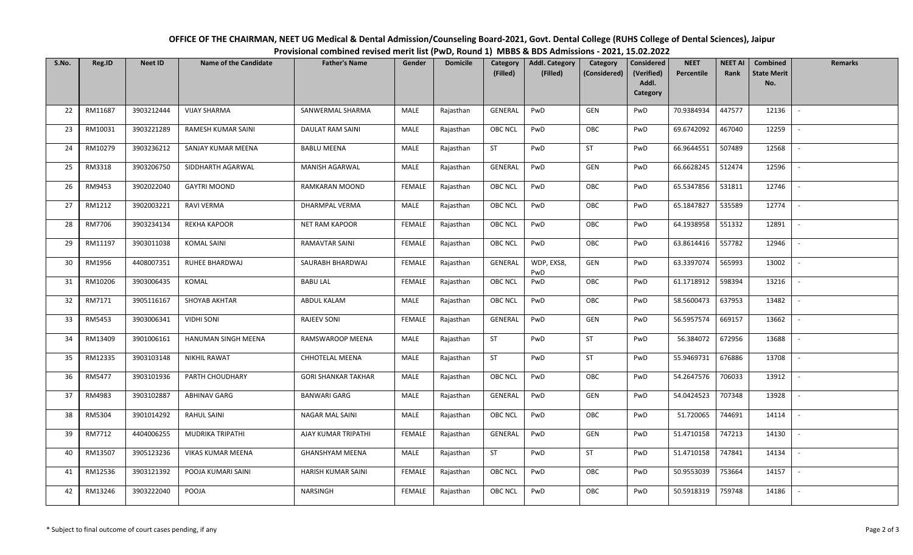**OFFICE OF THE CHAIRMAN, NEET UG Medical & Dental Admission/Counseling Board-2021, Govt. Dental College (RUHS College of Dental Sciences), Jaipur**
**Provisional combined revised merit list (PwD, Round 1) MBBS & BDS Admissions - 2021, 15.02.2022**

| S.No. | Reg.ID | Neet ID | Name of the Candidate | Father's Name | Gender | Domicile | Category (Filled) | Addl. Category (Filled) | Category (Considered) | Considered (Verified) Addl. Category | NEET Percentile | NEET AI Rank | Combined State Merit No. | Remarks |
|---|---|---|---|---|---|---|---|---|---|---|---|---|---|---|
| 22 | RM11687 | 3903212444 | VIJAY SHARMA | SANWERMAL SHARMA | MALE | Rajasthan | GENERAL | PwD | GEN | PwD | 70.9384934 | 447577 | 12136 | - |
| 23 | RM10031 | 3903221289 | RAMESH KUMAR SAINI | DAULAT RAM SAINI | MALE | Rajasthan | OBC NCL | PwD | OBC | PwD | 69.6742092 | 467040 | 12259 | - |
| 24 | RM10279 | 3903236212 | SANJAY KUMAR MEENA | BABLU MEENA | MALE | Rajasthan | ST | PwD | ST | PwD | 66.9644551 | 507489 | 12568 | - |
| 25 | RM3318 | 3903206750 | SIDDHARTH AGARWAL | MANISH AGARWAL | MALE | Rajasthan | GENERAL | PwD | GEN | PwD | 66.6628245 | 512474 | 12596 | - |
| 26 | RM9453 | 3902022040 | GAYTRI MOOND | RAMKARAN MOOND | FEMALE | Rajasthan | OBC NCL | PwD | OBC | PwD | 65.5347856 | 531811 | 12746 | - |
| 27 | RM1212 | 3902003221 | RAVI VERMA | DHARMPAL VERMA | MALE | Rajasthan | OBC NCL | PwD | OBC | PwD | 65.1847827 | 535589 | 12774 | - |
| 28 | RM7706 | 3903234134 | REKHA KAPOOR | NET RAM KAPOOR | FEMALE | Rajasthan | OBC NCL | PwD | OBC | PwD | 64.1938958 | 551332 | 12891 | - |
| 29 | RM11197 | 3903011038 | KOMAL SAINI | RAMAVTAR SAINI | FEMALE | Rajasthan | OBC NCL | PwD | OBC | PwD | 63.8614416 | 557782 | 12946 | - |
| 30 | RM1956 | 4408007351 | RUHEE BHARDWAJ | SAURABH BHARDWAJ | FEMALE | Rajasthan | GENERAL | WDP, EXS8, PwD | GEN | PwD | 63.3397074 | 565993 | 13002 | - |
| 31 | RM10206 | 3903006435 | KOMAL | BABU LAL | FEMALE | Rajasthan | OBC NCL | PwD | OBC | PwD | 61.1718912 | 598394 | 13216 | - |
| 32 | RM7171 | 3905116167 | SHOYAB AKHTAR | ABDUL KALAM | MALE | Rajasthan | OBC NCL | PwD | OBC | PwD | 58.5600473 | 637953 | 13482 | - |
| 33 | RM5453 | 3903006341 | VIDHI SONI | RAJEEV SONI | FEMALE | Rajasthan | GENERAL | PwD | GEN | PwD | 56.5957574 | 669157 | 13662 | - |
| 34 | RM13409 | 3901006161 | HANUMAN SINGH MEENA | RAMSWAROOP MEENA | MALE | Rajasthan | ST | PwD | ST | PwD | 56.384072 | 672956 | 13688 | - |
| 35 | RM12335 | 3903103148 | NIKHIL RAWAT | CHHOTELAL MEENA | MALE | Rajasthan | ST | PwD | ST | PwD | 55.9469731 | 676886 | 13708 | - |
| 36 | RM5477 | 3903101936 | PARTH CHOUDHARY | GORI SHANKAR TAKHAR | MALE | Rajasthan | OBC NCL | PwD | OBC | PwD | 54.2647576 | 706033 | 13912 | - |
| 37 | RM4983 | 3903102887 | ABHINAV GARG | BANWARI GARG | MALE | Rajasthan | GENERAL | PwD | GEN | PwD | 54.0424523 | 707348 | 13928 | - |
| 38 | RM5304 | 3901014292 | RAHUL SAINI | NAGAR MAL SAINI | MALE | Rajasthan | OBC NCL | PwD | OBC | PwD | 51.720065 | 744691 | 14114 | - |
| 39 | RM7712 | 4404006255 | MUDRIKA TRIPATHI | AJAY KUMAR TRIPATHI | FEMALE | Rajasthan | GENERAL | PwD | GEN | PwD | 51.4710158 | 747213 | 14130 | - |
| 40 | RM13507 | 3905123236 | VIKAS KUMAR MEENA | GHANSHYAM MEENA | MALE | Rajasthan | ST | PwD | ST | PwD | 51.4710158 | 747841 | 14134 | - |
| 41 | RM12536 | 3903121392 | POOJA KUMARI SAINI | HARISH KUMAR SAINI | FEMALE | Rajasthan | OBC NCL | PwD | OBC | PwD | 50.9553039 | 753664 | 14157 | - |
| 42 | RM13246 | 3903222040 | POOJA | NARSINGH | FEMALE | Rajasthan | OBC NCL | PwD | OBC | PwD | 50.5918319 | 759748 | 14186 | - |

\* Subject to final outcome of court cases pending, if any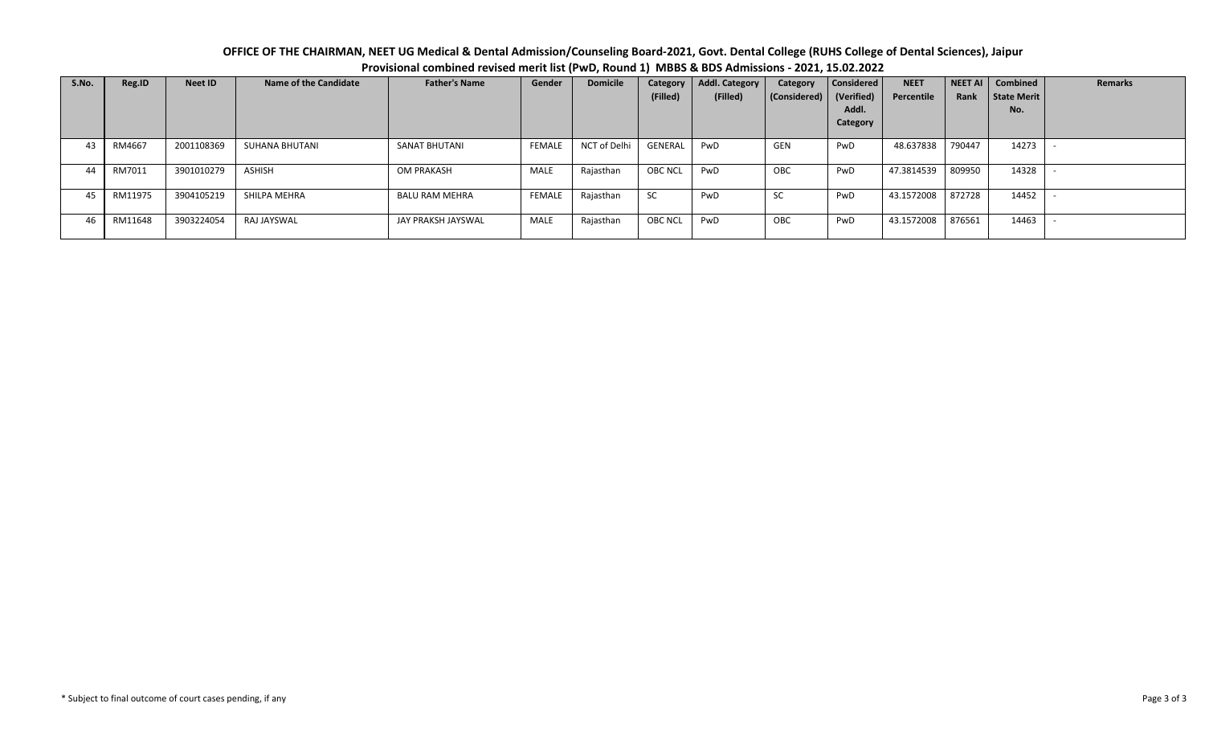**OFFICE OF THE CHAIRMAN, NEET UG Medical & Dental Admission/Counseling Board-2021, Govt. Dental College (RUHS College of Dental Sciences), Jaipur**

**Provisional combined revised merit list (PwD, Round 1) MBBS & BDS Admissions - 2021, 15.02.2022**

| S.No. | Reg.ID | Neet ID | Name of the Candidate | Father's Name | Gender | Domicile | Category (Filled) | Addl. Category (Filled) | Category (Considered) | Considered (Verified) Addl. Category | NEET Percentile | NEET AI Rank | Combined State Merit No. | Remarks |
|---|---|---|---|---|---|---|---|---|---|---|---|---|---|---|
| 43 | RM4667 | 2001108369 | SUHANA BHUTANI | SANAT BHUTANI | FEMALE | NCT of Delhi | GENERAL | PwD | GEN | PwD | 48.637838 | 790447 | 14273 | - |
| 44 | RM7011 | 3901010279 | ASHISH | OM PRAKASH | MALE | Rajasthan | OBC NCL | PwD | OBC | PwD | 47.3814539 | 809950 | 14328 | - |
| 45 | RM11975 | 3904105219 | SHILPA MEHRA | BALU RAM MEHRA | FEMALE | Rajasthan | SC | PwD | SC | PwD | 43.1572008 | 872728 | 14452 | - |
| 46 | RM11648 | 3903224054 | RAJ JAYSWAL | JAY PRAKSH JAYSWAL | MALE | Rajasthan | OBC NCL | PwD | OBC | PwD | 43.1572008 | 876561 | 14463 | - |

\* Subject to final outcome of court cases pending, if any